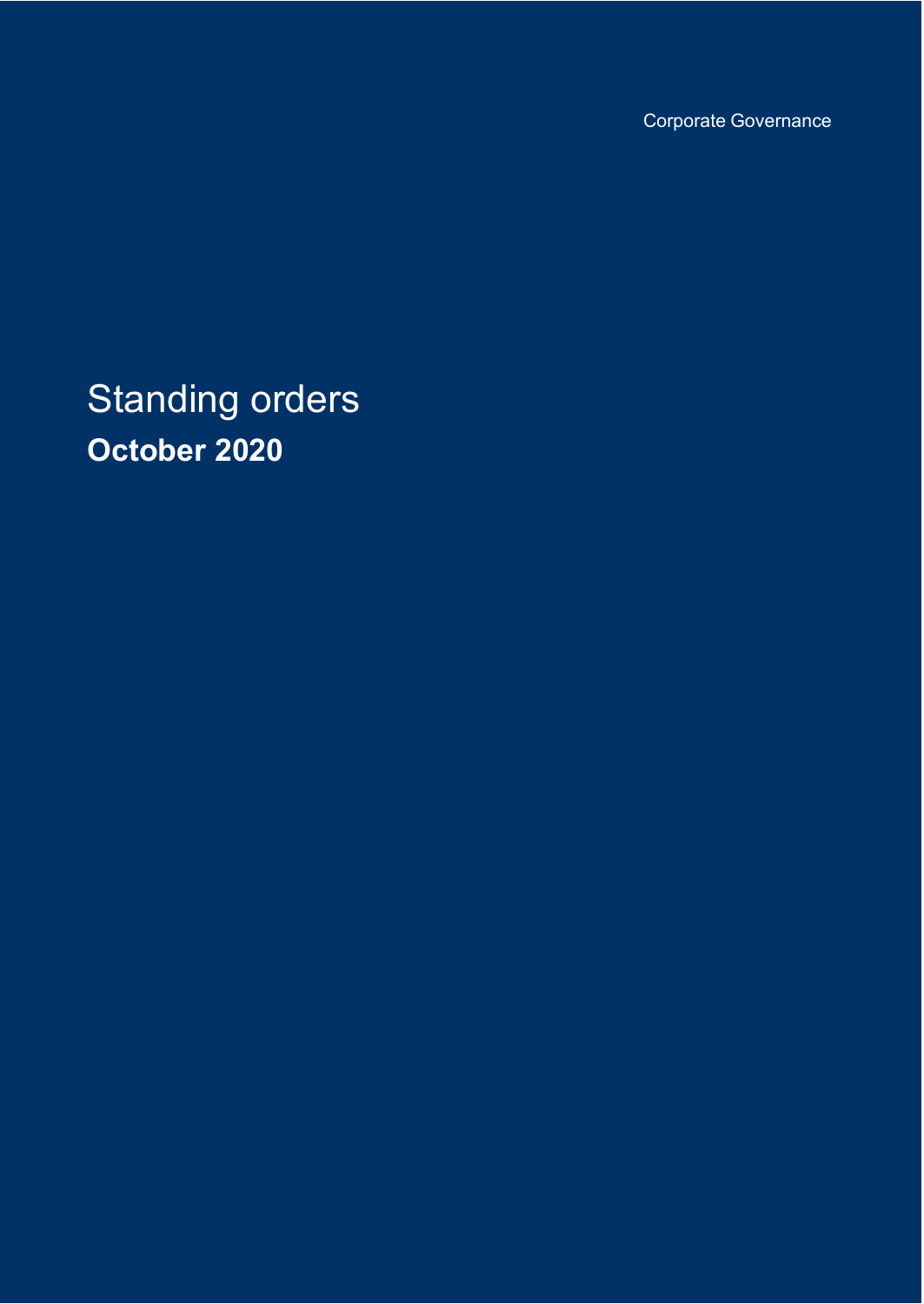Corporate Governance

# Standing orders

**October 2020**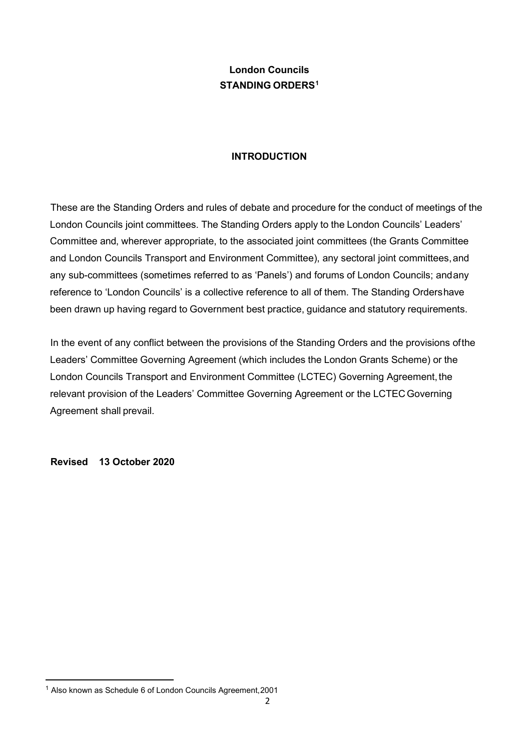# London Councils
## STANDING ORDERS[1]

## INTRODUCTION

These are the Standing Orders and rules of debate and procedure for the conduct of meetings of the London Councils joint committees. The Standing Orders apply to the London Councils' Leaders' Committee and, wherever appropriate, to the associated joint committees (the Grants Committee and London Councils Transport and Environment Committee), any sectoral joint committees, and any sub-committees (sometimes referred to as 'Panels') and forums of London Councils; and any reference to 'London Councils' is a collective reference to all of them. The Standing Orders have been drawn up having regard to Government best practice, guidance and statutory requirements.

In the event of any conflict between the provisions of the Standing Orders and the provisions of the Leaders' Committee Governing Agreement (which includes the London Grants Scheme) or the London Councils Transport and Environment Committee (LCTEC) Governing Agreement, the relevant provision of the Leaders' Committee Governing Agreement or the LCTEC Governing Agreement shall prevail.

**Revised 13 October 2020**

---

[1] Also known as Schedule 6 of London Councils Agreement, 2001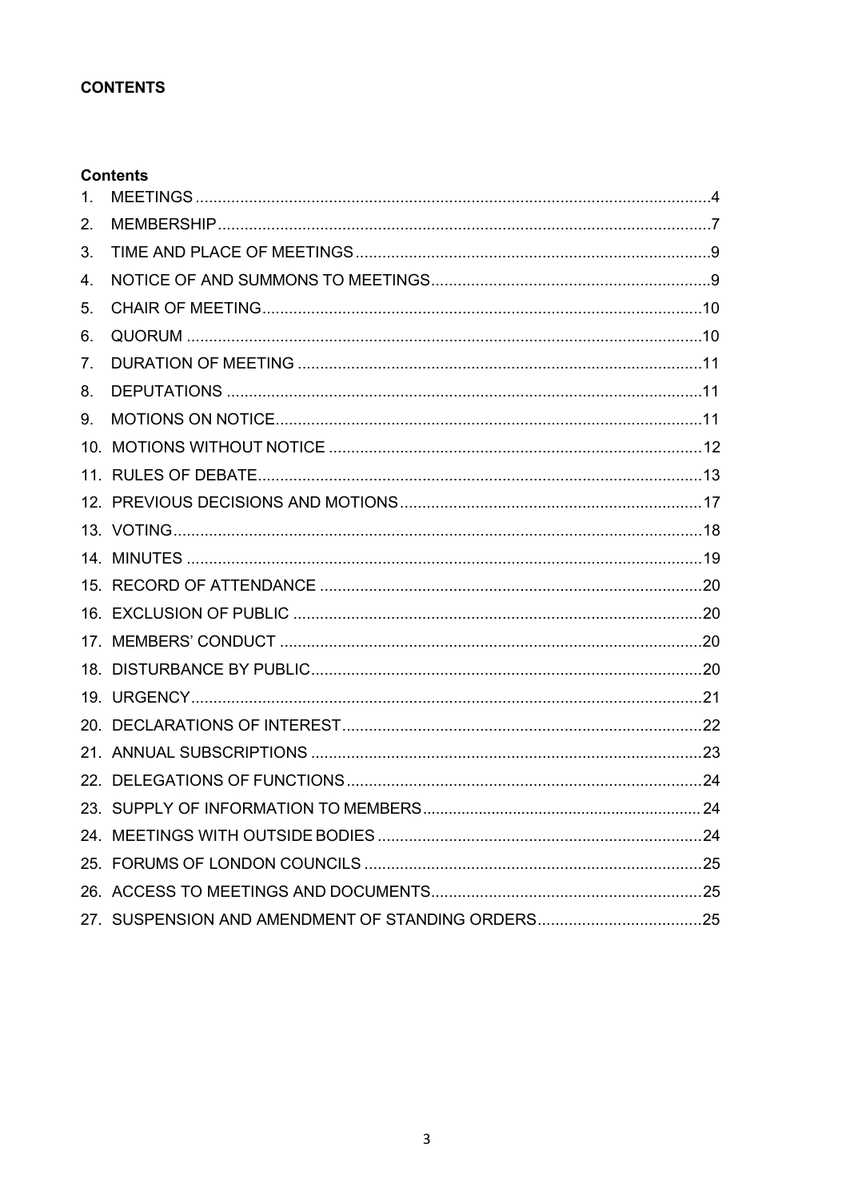**CONTENTS**

**Contents**

1. MEETINGS ....................................................................................................................4
2. MEMBERSHIP..............................................................................................................7
3. TIME AND PLACE OF MEETINGS ...............................................................................9
4. NOTICE OF AND SUMMONS TO MEETINGS..............................................................9
5. CHAIR OF MEETING..................................................................................................10
6. QUORUM ...................................................................................................................10
7. DURATION OF MEETING ..........................................................................................11
8. DEPUTATIONS ..........................................................................................................11
9. MOTIONS ON NOTICE...............................................................................................11
10. MOTIONS WITHOUT NOTICE ...................................................................................12
11. RULES OF DEBATE...................................................................................................13
12. PREVIOUS DECISIONS AND MOTIONS....................................................................17
13. VOTING......................................................................................................................18
14. MINUTES ...................................................................................................................19
15. RECORD OF ATTENDANCE .....................................................................................20
16. EXCLUSION OF PUBLIC ...........................................................................................20
17. MEMBERS' CONDUCT ..............................................................................................20
18. DISTURBANCE BY PUBLIC.......................................................................................20
19. URGENCY..................................................................................................................21
20. DECLARATIONS OF INTEREST................................................................................22
21. ANNUAL SUBSCRIPTIONS .......................................................................................23
22. DELEGATIONS OF FUNCTIONS................................................................................24
23. SUPPLY OF INFORMATION TO MEMBERS...............................................................24
24. MEETINGS WITH OUTSIDE BODIES .........................................................................24
25. FORUMS OF LONDON COUNCILS ............................................................................25
26. ACCESS TO MEETINGS AND DOCUMENTS.............................................................25
27. SUSPENSION AND AMENDMENT OF STANDING ORDERS.....................................25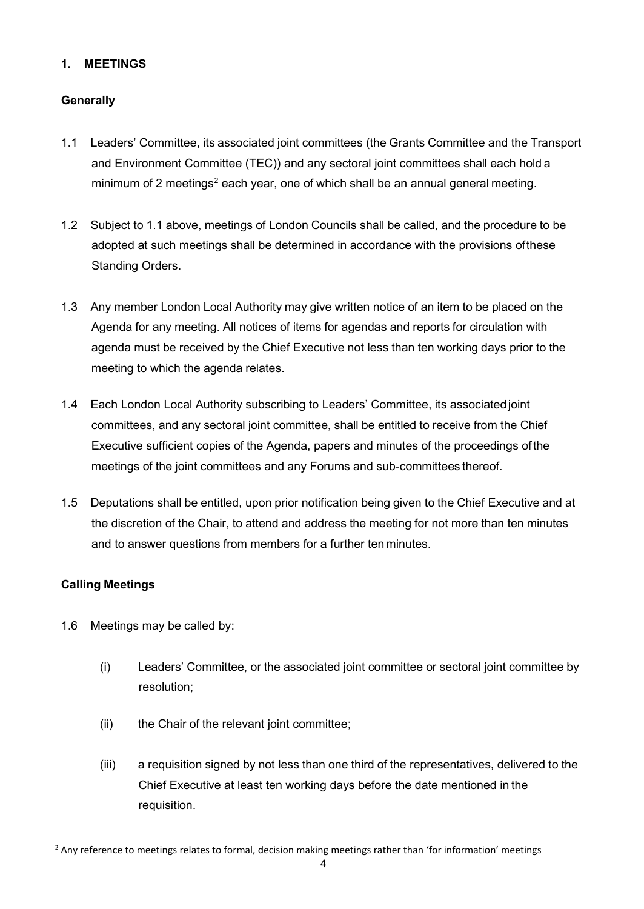## 1. MEETINGS

### Generally

1.1 Leaders' Committee, its associated joint committees (the Grants Committee and the Transport and Environment Committee (TEC)) and any sectoral joint committees shall each hold a minimum of 2 meetings[2] each year, one of which shall be an annual general meeting.

1.2 Subject to 1.1 above, meetings of London Councils shall be called, and the procedure to be adopted at such meetings shall be determined in accordance with the provisions of these Standing Orders.

1.3 Any member London Local Authority may give written notice of an item to be placed on the Agenda for any meeting. All notices of items for agendas and reports for circulation with agenda must be received by the Chief Executive not less than ten working days prior to the meeting to which the agenda relates.

1.4 Each London Local Authority subscribing to Leaders' Committee, its associated joint committees, and any sectoral joint committee, shall be entitled to receive from the Chief Executive sufficient copies of the Agenda, papers and minutes of the proceedings of the meetings of the joint committees and any Forums and sub-committees thereof.

1.5 Deputations shall be entitled, upon prior notification being given to the Chief Executive and at the discretion of the Chair, to attend and address the meeting for not more than ten minutes and to answer questions from members for a further ten minutes.

### Calling Meetings

1.6 Meetings may be called by:

(i) Leaders' Committee, or the associated joint committee or sectoral joint committee by resolution;

(ii) the Chair of the relevant joint committee;

(iii) a requisition signed by not less than one third of the representatives, delivered to the Chief Executive at least ten working days before the date mentioned in the requisition.

---

[2] Any reference to meetings relates to formal, decision making meetings rather than 'for information' meetings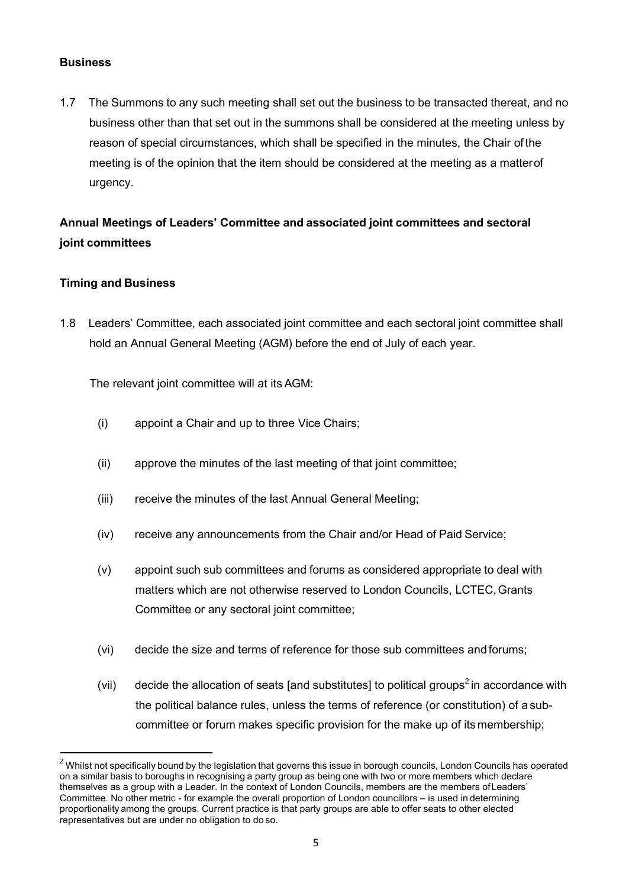**Business**

1.7 The Summons to any such meeting shall set out the business to be transacted thereat, and no business other than that set out in the summons shall be considered at the meeting unless by reason of special circumstances, which shall be specified in the minutes, the Chair of the meeting is of the opinion that the item should be considered at the meeting as a matter of urgency.

**Annual Meetings of Leaders' Committee and associated joint committees and sectoral joint committees**

**Timing and Business**

1.8 Leaders' Committee, each associated joint committee and each sectoral joint committee shall hold an Annual General Meeting (AGM) before the end of July of each year.

The relevant joint committee will at its AGM:

(i) appoint a Chair and up to three Vice Chairs;

(ii) approve the minutes of the last meeting of that joint committee;

(iii) receive the minutes of the last Annual General Meeting;

(iv) receive any announcements from the Chair and/or Head of Paid Service;

(v) appoint such sub committees and forums as considered appropriate to deal with matters which are not otherwise reserved to London Councils, LCTEC, Grants Committee or any sectoral joint committee;

(vi) decide the size and terms of reference for those sub committees and forums;

(vii) decide the allocation of seats [and substitutes] to political groups[2] in accordance with the political balance rules, unless the terms of reference (or constitution) of a sub-committee or forum makes specific provision for the make up of its membership;

---

[2] Whilst not specifically bound by the legislation that governs this issue in borough councils, London Councils has operated on a similar basis to boroughs in recognising a party group as being one with two or more members which declare themselves as a group with a Leader. In the context of London Councils, members are the members of Leaders' Committee. No other metric - for example the overall proportion of London councillors – is used in determining proportionality among the groups. Current practice is that party groups are able to offer seats to other elected representatives but are under no obligation to do so.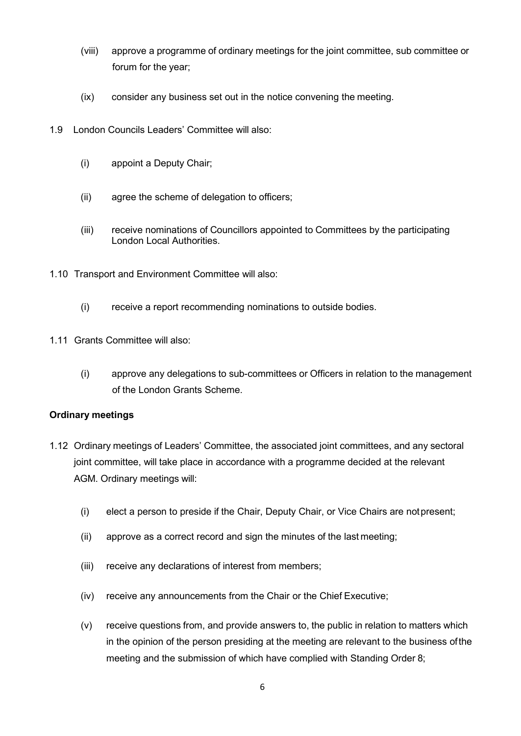(viii) approve a programme of ordinary meetings for the joint committee, sub committee or forum for the year;

(ix) consider any business set out in the notice convening the meeting.

1.9 London Councils Leaders' Committee will also:

(i) appoint a Deputy Chair;

(ii) agree the scheme of delegation to officers;

(iii) receive nominations of Councillors appointed to Committees by the participating London Local Authorities.

1.10 Transport and Environment Committee will also:

(i) receive a report recommending nominations to outside bodies.

1.11 Grants Committee will also:

(i) approve any delegations to sub-committees or Officers in relation to the management of the London Grants Scheme.

**Ordinary meetings**

1.12 Ordinary meetings of Leaders' Committee, the associated joint committees, and any sectoral joint committee, will take place in accordance with a programme decided at the relevant AGM. Ordinary meetings will:

(i) elect a person to preside if the Chair, Deputy Chair, or Vice Chairs are not present;

(ii) approve as a correct record and sign the minutes of the last meeting;

(iii) receive any declarations of interest from members;

(iv) receive any announcements from the Chair or the Chief Executive;

(v) receive questions from, and provide answers to, the public in relation to matters which in the opinion of the person presiding at the meeting are relevant to the business of the meeting and the submission of which have complied with Standing Order 8;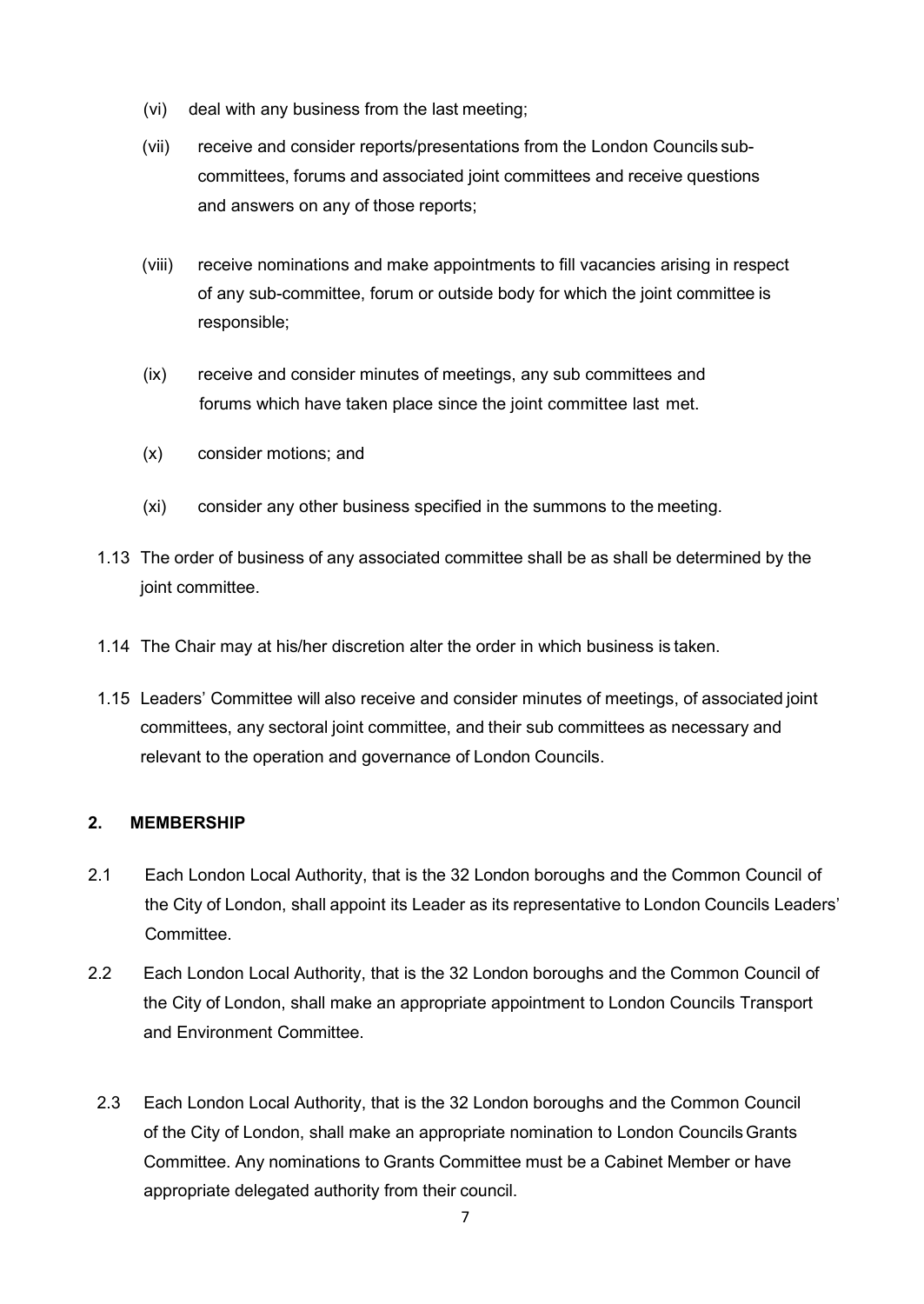(vi) deal with any business from the last meeting;

(vii) receive and consider reports/presentations from the London Councils sub-committees, forums and associated joint committees and receive questions and answers on any of those reports;

(viii) receive nominations and make appointments to fill vacancies arising in respect of any sub-committee, forum or outside body for which the joint committee is responsible;

(ix) receive and consider minutes of meetings, any sub committees and forums which have taken place since the joint committee last met.

(x) consider motions; and

(xi) consider any other business specified in the summons to the meeting.

1.13 The order of business of any associated committee shall be as shall be determined by the joint committee.

1.14 The Chair may at his/her discretion alter the order in which business is taken.

1.15 Leaders' Committee will also receive and consider minutes of meetings, of associated joint committees, any sectoral joint committee, and their sub committees as necessary and relevant to the operation and governance of London Councils.

## 2. MEMBERSHIP

2.1 Each London Local Authority, that is the 32 London boroughs and the Common Council of the City of London, shall appoint its Leader as its representative to London Councils Leaders' Committee.

2.2 Each London Local Authority, that is the 32 London boroughs and the Common Council of the City of London, shall make an appropriate appointment to London Councils Transport and Environment Committee.

2.3 Each London Local Authority, that is the 32 London boroughs and the Common Council of the City of London, shall make an appropriate nomination to London Councils Grants Committee. Any nominations to Grants Committee must be a Cabinet Member or have appropriate delegated authority from their council.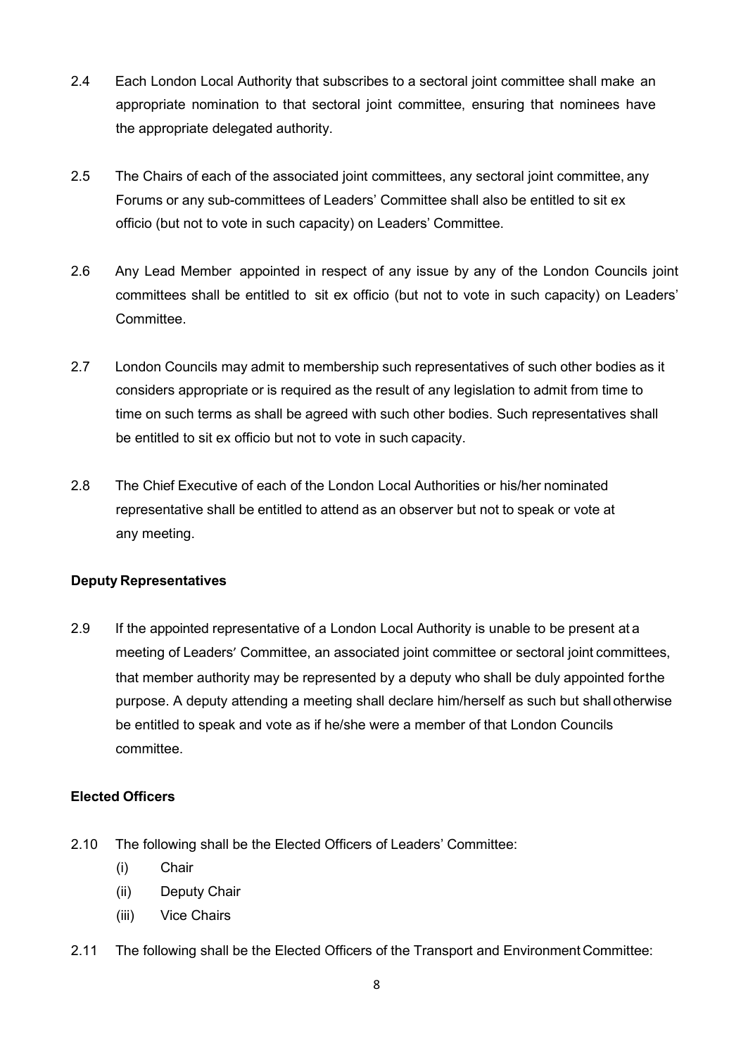2.4 Each London Local Authority that subscribes to a sectoral joint committee shall make an appropriate nomination to that sectoral joint committee, ensuring that nominees have the appropriate delegated authority.

2.5 The Chairs of each of the associated joint committees, any sectoral joint committee, any Forums or any sub-committees of Leaders' Committee shall also be entitled to sit ex officio (but not to vote in such capacity) on Leaders' Committee.

2.6 Any Lead Member appointed in respect of any issue by any of the London Councils joint committees shall be entitled to sit ex officio (but not to vote in such capacity) on Leaders' Committee.

2.7 London Councils may admit to membership such representatives of such other bodies as it considers appropriate or is required as the result of any legislation to admit from time to time on such terms as shall be agreed with such other bodies. Such representatives shall be entitled to sit ex officio but not to vote in such capacity.

2.8 The Chief Executive of each of the London Local Authorities or his/her nominated representative shall be entitled to attend as an observer but not to speak or vote at any meeting.

**Deputy Representatives**

2.9 If the appointed representative of a London Local Authority is unable to be present at a meeting of Leaders' Committee, an associated joint committee or sectoral joint committees, that member authority may be represented by a deputy who shall be duly appointed for the purpose. A deputy attending a meeting shall declare him/herself as such but shall otherwise be entitled to speak and vote as if he/she were a member of that London Councils committee.

**Elected Officers**

2.10 The following shall be the Elected Officers of Leaders' Committee:

(i) Chair

(ii) Deputy Chair

(iii) Vice Chairs

2.11 The following shall be the Elected Officers of the Transport and Environment Committee: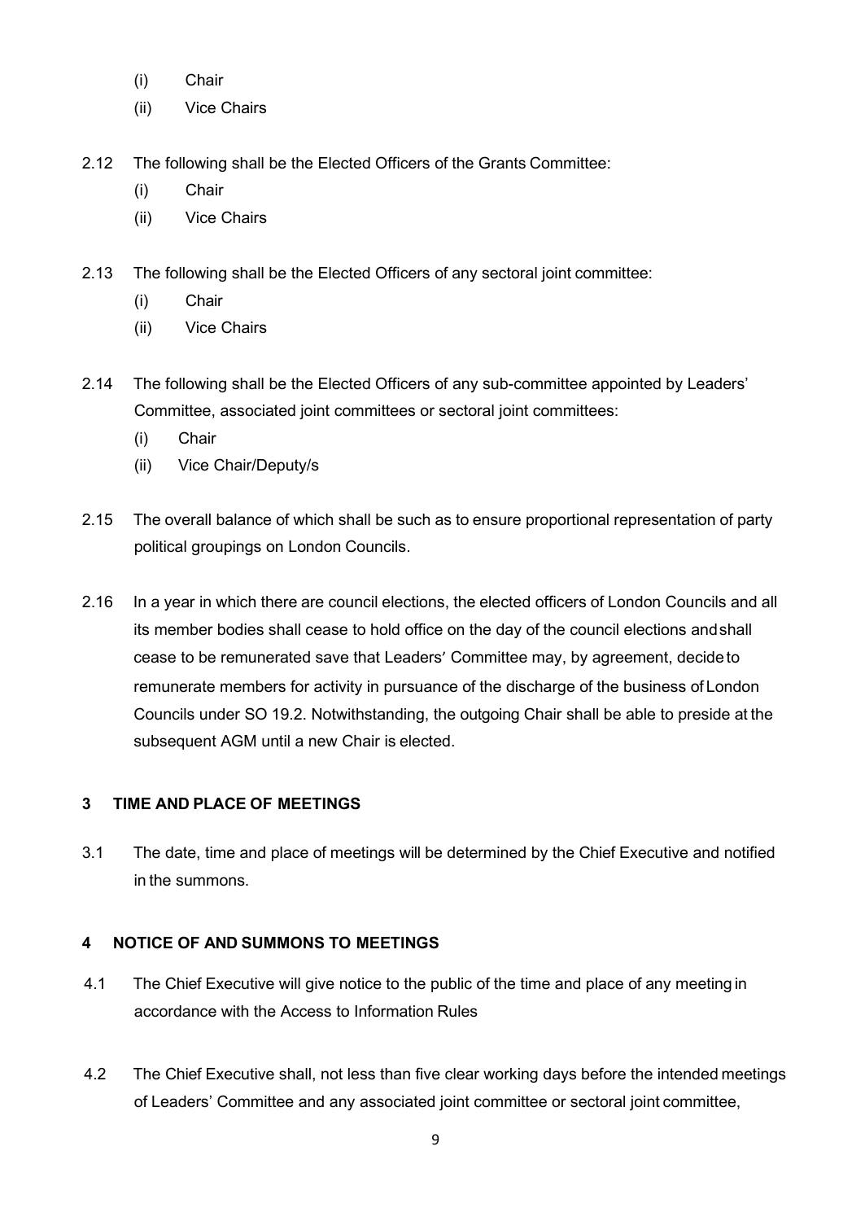(i) Chair

(ii) Vice Chairs

2.12 The following shall be the Elected Officers of the Grants Committee:

(i) Chair

(ii) Vice Chairs

2.13 The following shall be the Elected Officers of any sectoral joint committee:

(i) Chair

(ii) Vice Chairs

2.14 The following shall be the Elected Officers of any sub-committee appointed by Leaders' Committee, associated joint committees or sectoral joint committees:

(i) Chair

(ii) Vice Chair/Deputy/s

2.15 The overall balance of which shall be such as to ensure proportional representation of party political groupings on London Councils.

2.16 In a year in which there are council elections, the elected officers of London Councils and all its member bodies shall cease to hold office on the day of the council elections and shall cease to be remunerated save that Leaders' Committee may, by agreement, decide to remunerate members for activity in pursuance of the discharge of the business of London Councils under SO 19.2. Notwithstanding, the outgoing Chair shall be able to preside at the subsequent AGM until a new Chair is elected.

## 3 TIME AND PLACE OF MEETINGS

3.1 The date, time and place of meetings will be determined by the Chief Executive and notified in the summons.

## 4 NOTICE OF AND SUMMONS TO MEETINGS

4.1 The Chief Executive will give notice to the public of the time and place of any meeting in accordance with the Access to Information Rules

4.2 The Chief Executive shall, not less than five clear working days before the intended meetings of Leaders' Committee and any associated joint committee or sectoral joint committee,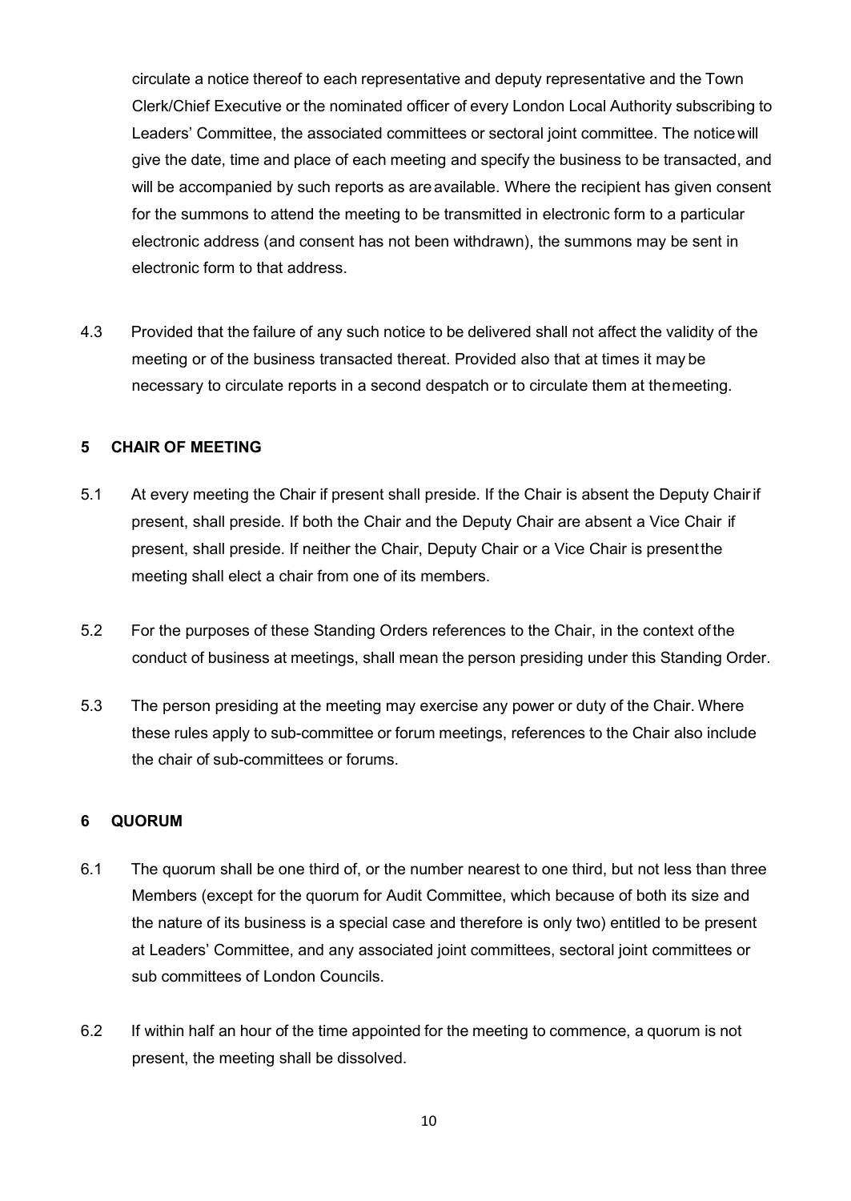circulate a notice thereof to each representative and deputy representative and the Town Clerk/Chief Executive or the nominated officer of every London Local Authority subscribing to Leaders' Committee, the associated committees or sectoral joint committee. The notice will give the date, time and place of each meeting and specify the business to be transacted, and will be accompanied by such reports as are available. Where the recipient has given consent for the summons to attend the meeting to be transmitted in electronic form to a particular electronic address (and consent has not been withdrawn), the summons may be sent in electronic form to that address.

4.3 Provided that the failure of any such notice to be delivered shall not affect the validity of the meeting or of the business transacted thereat. Provided also that at times it may be necessary to circulate reports in a second despatch or to circulate them at the meeting.

## 5 CHAIR OF MEETING

5.1 At every meeting the Chair if present shall preside. If the Chair is absent the Deputy Chair if present, shall preside. If both the Chair and the Deputy Chair are absent a Vice Chair if present, shall preside. If neither the Chair, Deputy Chair or a Vice Chair is present the meeting shall elect a chair from one of its members.

5.2 For the purposes of these Standing Orders references to the Chair, in the context of the conduct of business at meetings, shall mean the person presiding under this Standing Order.

5.3 The person presiding at the meeting may exercise any power or duty of the Chair. Where these rules apply to sub-committee or forum meetings, references to the Chair also include the chair of sub-committees or forums.

## 6 QUORUM

6.1 The quorum shall be one third of, or the number nearest to one third, but not less than three Members (except for the quorum for Audit Committee, which because of both its size and the nature of its business is a special case and therefore is only two) entitled to be present at Leaders' Committee, and any associated joint committees, sectoral joint committees or sub committees of London Councils.

6.2 If within half an hour of the time appointed for the meeting to commence, a quorum is not present, the meeting shall be dissolved.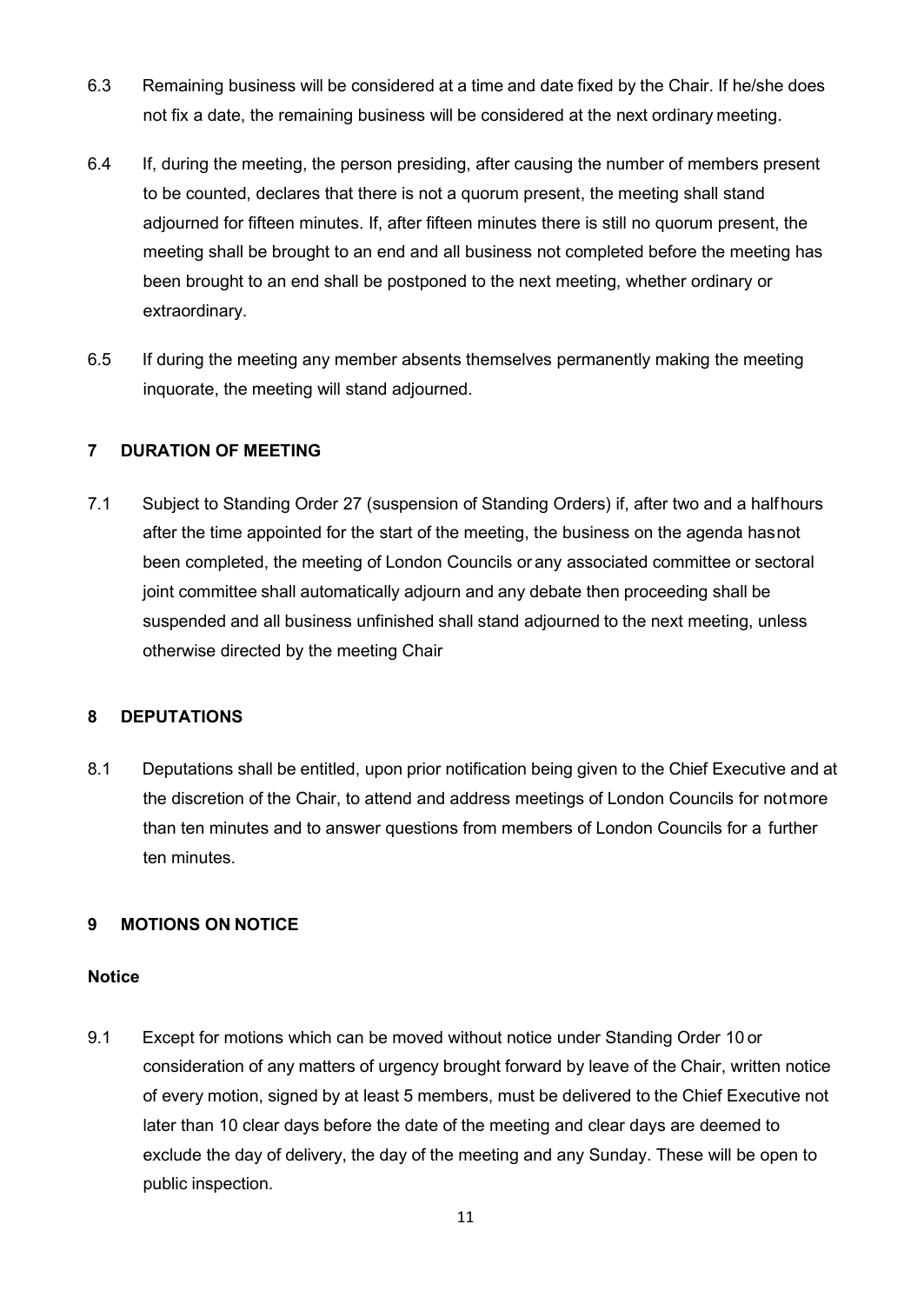6.3 Remaining business will be considered at a time and date fixed by the Chair. If he/she does not fix a date, the remaining business will be considered at the next ordinary meeting.

6.4 If, during the meeting, the person presiding, after causing the number of members present to be counted, declares that there is not a quorum present, the meeting shall stand adjourned for fifteen minutes. If, after fifteen minutes there is still no quorum present, the meeting shall be brought to an end and all business not completed before the meeting has been brought to an end shall be postponed to the next meeting, whether ordinary or extraordinary.

6.5 If during the meeting any member absents themselves permanently making the meeting inquorate, the meeting will stand adjourned.

## 7 DURATION OF MEETING

7.1 Subject to Standing Order 27 (suspension of Standing Orders) if, after two and a half hours after the time appointed for the start of the meeting, the business on the agenda has not been completed, the meeting of London Councils or any associated committee or sectoral joint committee shall automatically adjourn and any debate then proceeding shall be suspended and all business unfinished shall stand adjourned to the next meeting, unless otherwise directed by the meeting Chair

## 8 DEPUTATIONS

8.1 Deputations shall be entitled, upon prior notification being given to the Chief Executive and at the discretion of the Chair, to attend and address meetings of London Councils for not more than ten minutes and to answer questions from members of London Councils for a further ten minutes.

## 9 MOTIONS ON NOTICE

### Notice

9.1 Except for motions which can be moved without notice under Standing Order 10 or consideration of any matters of urgency brought forward by leave of the Chair, written notice of every motion, signed by at least 5 members, must be delivered to the Chief Executive not later than 10 clear days before the date of the meeting and clear days are deemed to exclude the day of delivery, the day of the meeting and any Sunday. These will be open to public inspection.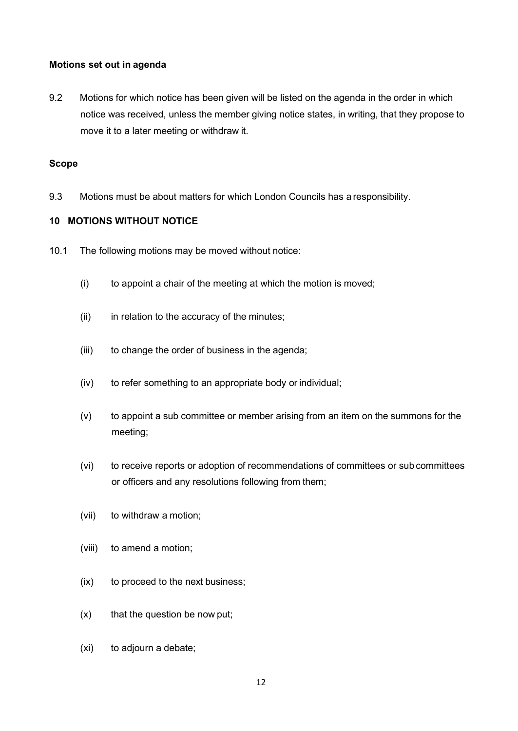**Motions set out in agenda**

9.2 Motions for which notice has been given will be listed on the agenda in the order in which notice was received, unless the member giving notice states, in writing, that they propose to move it to a later meeting or withdraw it.

**Scope**

9.3 Motions must be about matters for which London Councils has a responsibility.

## 10 MOTIONS WITHOUT NOTICE

10.1 The following motions may be moved without notice:

(i) to appoint a chair of the meeting at which the motion is moved;

(ii) in relation to the accuracy of the minutes;

(iii) to change the order of business in the agenda;

(iv) to refer something to an appropriate body or individual;

(v) to appoint a sub committee or member arising from an item on the summons for the meeting;

(vi) to receive reports or adoption of recommendations of committees or sub committees or officers and any resolutions following from them;

(vii) to withdraw a motion;

(viii) to amend a motion;

(ix) to proceed to the next business;

(x) that the question be now put;

(xi) to adjourn a debate;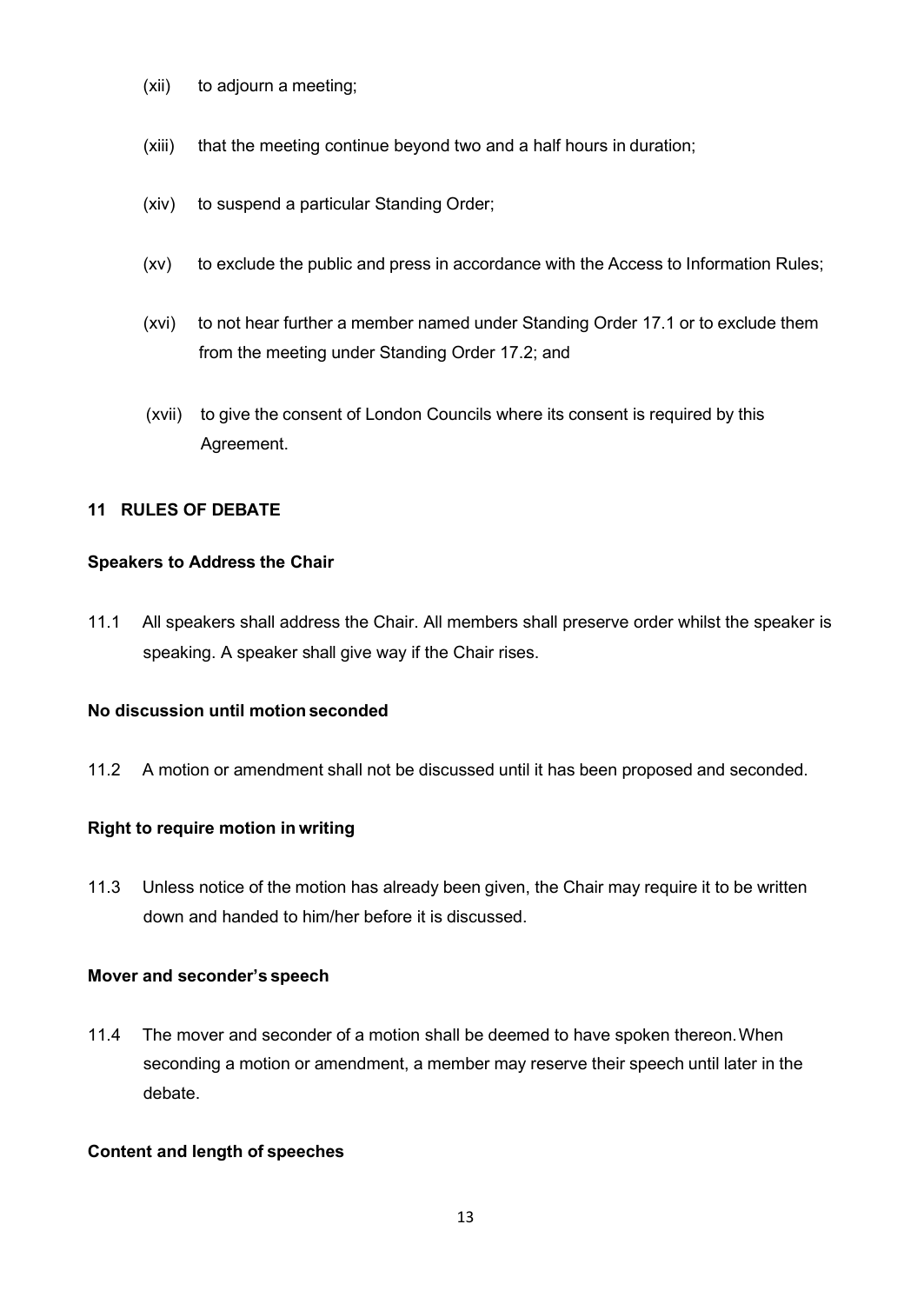(xii) to adjourn a meeting;

(xiii) that the meeting continue beyond two and a half hours in duration;

(xiv) to suspend a particular Standing Order;

(xv) to exclude the public and press in accordance with the Access to Information Rules;

(xvi) to not hear further a member named under Standing Order 17.1 or to exclude them from the meeting under Standing Order 17.2; and

(xvii) to give the consent of London Councils where its consent is required by this Agreement.

## 11 RULES OF DEBATE

### Speakers to Address the Chair

11.1 All speakers shall address the Chair. All members shall preserve order whilst the speaker is speaking. A speaker shall give way if the Chair rises.

### No discussion until motion seconded

11.2 A motion or amendment shall not be discussed until it has been proposed and seconded.

### Right to require motion in writing

11.3 Unless notice of the motion has already been given, the Chair may require it to be written down and handed to him/her before it is discussed.

### Mover and seconder's speech

11.4 The mover and seconder of a motion shall be deemed to have spoken thereon. When seconding a motion or amendment, a member may reserve their speech until later in the debate.

### Content and length of speeches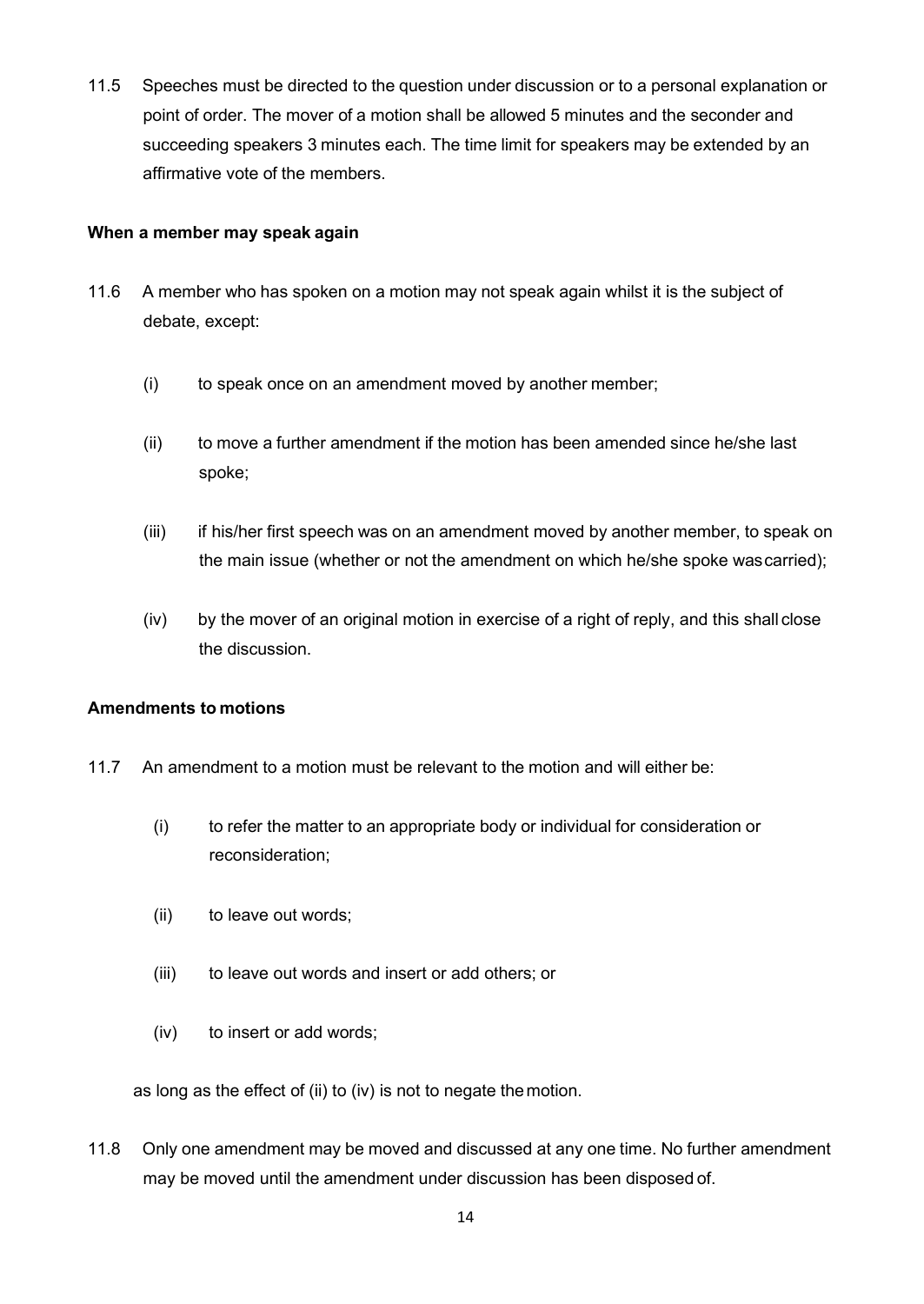11.5 Speeches must be directed to the question under discussion or to a personal explanation or point of order. The mover of a motion shall be allowed 5 minutes and the seconder and succeeding speakers 3 minutes each. The time limit for speakers may be extended by an affirmative vote of the members.

**When a member may speak again**

11.6 A member who has spoken on a motion may not speak again whilst it is the subject of debate, except:

- (i) to speak once on an amendment moved by another member;
- (ii) to move a further amendment if the motion has been amended since he/she last spoke;
- (iii) if his/her first speech was on an amendment moved by another member, to speak on the main issue (whether or not the amendment on which he/she spoke was carried);
- (iv) by the mover of an original motion in exercise of a right of reply, and this shall close the discussion.

**Amendments to motions**

11.7 An amendment to a motion must be relevant to the motion and will either be:

- (i) to refer the matter to an appropriate body or individual for consideration or reconsideration;
- (ii) to leave out words;
- (iii) to leave out words and insert or add others; or
- (iv) to insert or add words;

as long as the effect of (ii) to (iv) is not to negate the motion.

11.8 Only one amendment may be moved and discussed at any one time. No further amendment may be moved until the amendment under discussion has been disposed of.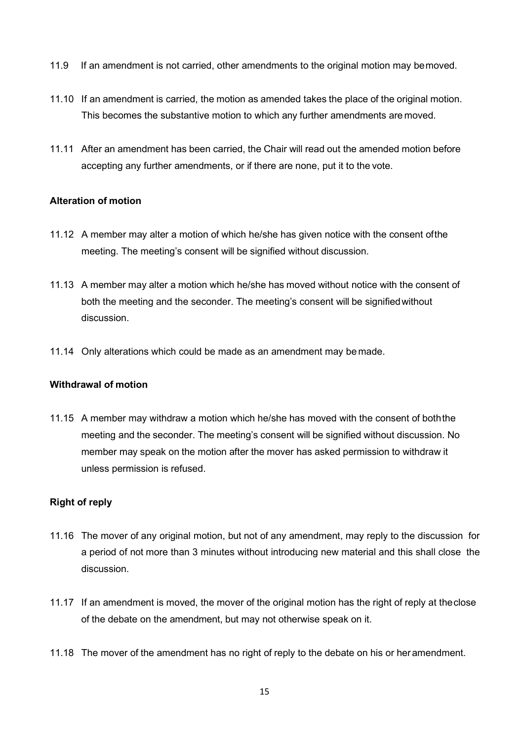11.9 If an amendment is not carried, other amendments to the original motion may be moved.

11.10 If an amendment is carried, the motion as amended takes the place of the original motion. This becomes the substantive motion to which any further amendments are moved.

11.11 After an amendment has been carried, the Chair will read out the amended motion before accepting any further amendments, or if there are none, put it to the vote.

**Alteration of motion**

11.12 A member may alter a motion of which he/she has given notice with the consent of the meeting. The meeting's consent will be signified without discussion.

11.13 A member may alter a motion which he/she has moved without notice with the consent of both the meeting and the seconder. The meeting's consent will be signified without discussion.

11.14 Only alterations which could be made as an amendment may be made.

**Withdrawal of motion**

11.15 A member may withdraw a motion which he/she has moved with the consent of both the meeting and the seconder. The meeting's consent will be signified without discussion. No member may speak on the motion after the mover has asked permission to withdraw it unless permission is refused.

**Right of reply**

11.16 The mover of any original motion, but not of any amendment, may reply to the discussion for a period of not more than 3 minutes without introducing new material and this shall close the discussion.

11.17 If an amendment is moved, the mover of the original motion has the right of reply at the close of the debate on the amendment, but may not otherwise speak on it.

11.18 The mover of the amendment has no right of reply to the debate on his or her amendment.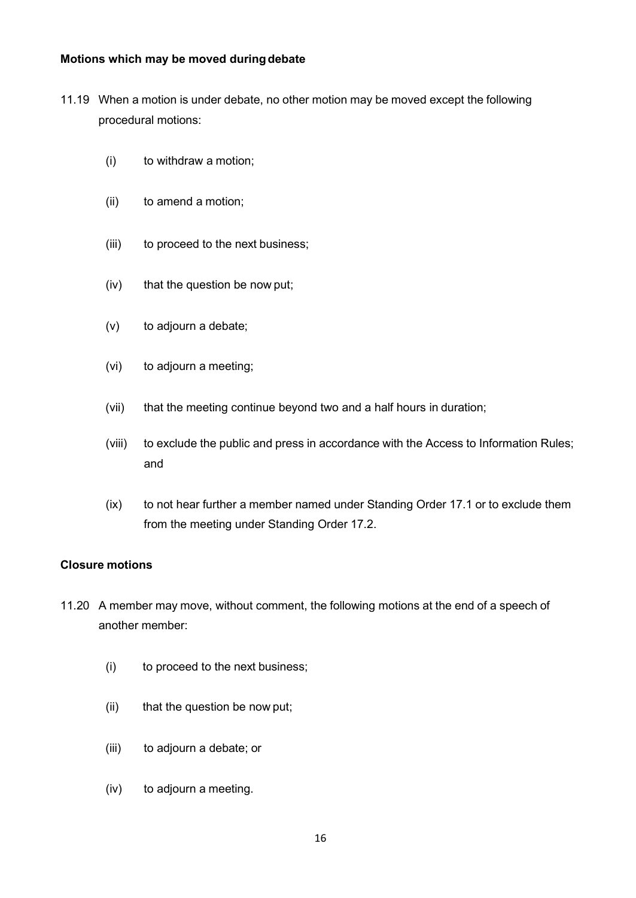**Motions which may be moved during debate**

11.19 When a motion is under debate, no other motion may be moved except the following procedural motions:

(i) to withdraw a motion;

(ii) to amend a motion;

(iii) to proceed to the next business;

(iv) that the question be now put;

(v) to adjourn a debate;

(vi) to adjourn a meeting;

(vii) that the meeting continue beyond two and a half hours in duration;

(viii) to exclude the public and press in accordance with the Access to Information Rules; and

(ix) to not hear further a member named under Standing Order 17.1 or to exclude them from the meeting under Standing Order 17.2.

**Closure motions**

11.20 A member may move, without comment, the following motions at the end of a speech of another member:

(i) to proceed to the next business;

(ii) that the question be now put;

(iii) to adjourn a debate; or

(iv) to adjourn a meeting.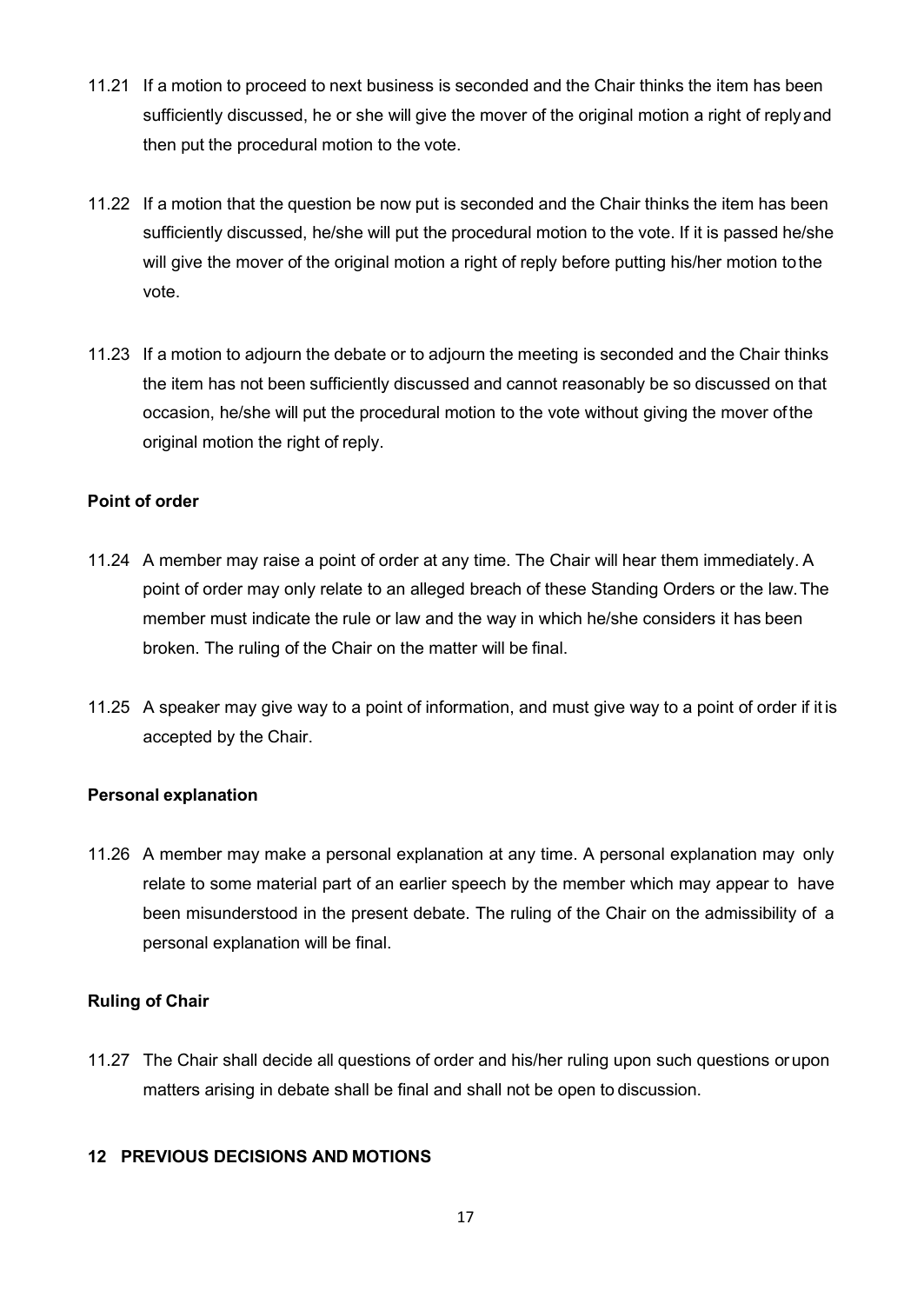11.21 If a motion to proceed to next business is seconded and the Chair thinks the item has been sufficiently discussed, he or she will give the mover of the original motion a right of reply and then put the procedural motion to the vote.

11.22 If a motion that the question be now put is seconded and the Chair thinks the item has been sufficiently discussed, he/she will put the procedural motion to the vote. If it is passed he/she will give the mover of the original motion a right of reply before putting his/her motion to the vote.

11.23 If a motion to adjourn the debate or to adjourn the meeting is seconded and the Chair thinks the item has not been sufficiently discussed and cannot reasonably be so discussed on that occasion, he/she will put the procedural motion to the vote without giving the mover of the original motion the right of reply.

**Point of order**

11.24 A member may raise a point of order at any time. The Chair will hear them immediately. A point of order may only relate to an alleged breach of these Standing Orders or the law. The member must indicate the rule or law and the way in which he/she considers it has been broken. The ruling of the Chair on the matter will be final.

11.25 A speaker may give way to a point of information, and must give way to a point of order if it is accepted by the Chair.

**Personal explanation**

11.26 A member may make a personal explanation at any time. A personal explanation may only relate to some material part of an earlier speech by the member which may appear to have been misunderstood in the present debate. The ruling of the Chair on the admissibility of a personal explanation will be final.

**Ruling of Chair**

11.27 The Chair shall decide all questions of order and his/her ruling upon such questions or upon matters arising in debate shall be final and shall not be open to discussion.

## 12 PREVIOUS DECISIONS AND MOTIONS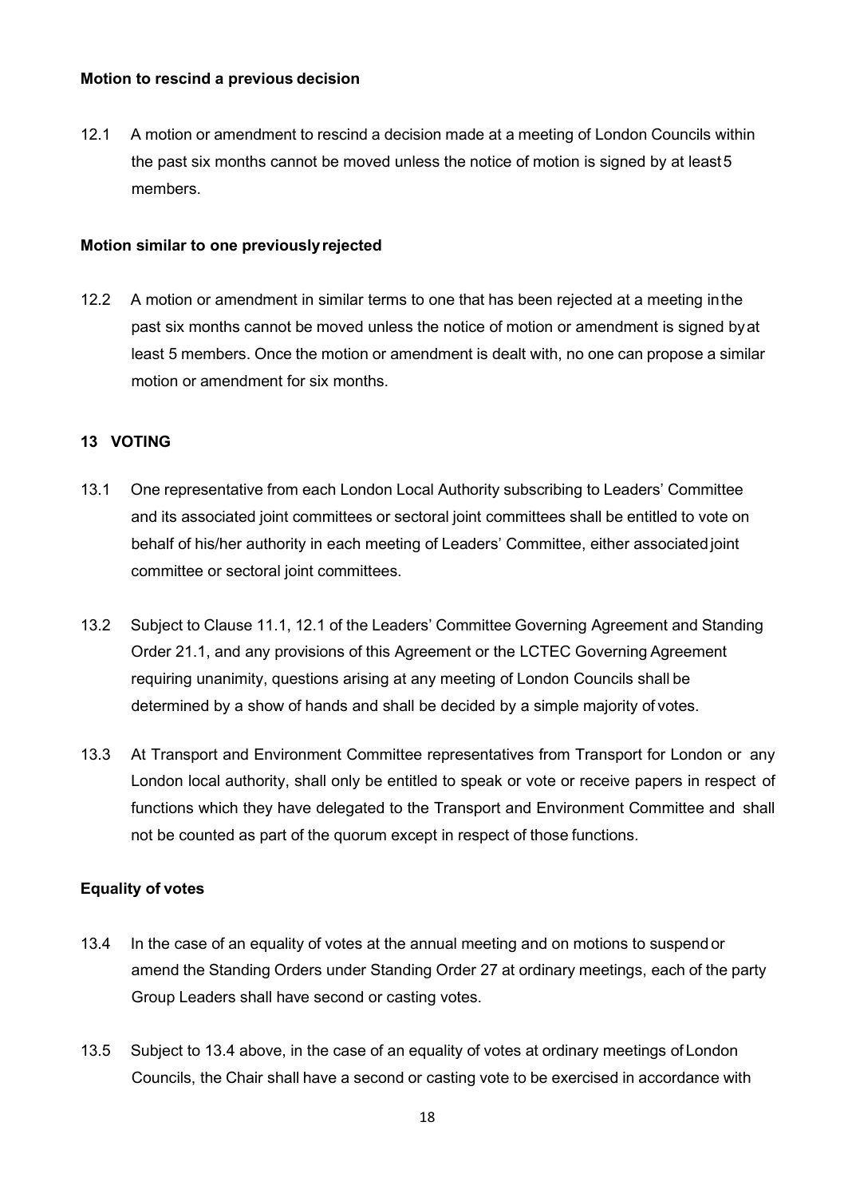**Motion to rescind a previous decision**

12.1 A motion or amendment to rescind a decision made at a meeting of London Councils within the past six months cannot be moved unless the notice of motion is signed by at least 5 members.

**Motion similar to one previously rejected**

12.2 A motion or amendment in similar terms to one that has been rejected at a meeting in the past six months cannot be moved unless the notice of motion or amendment is signed by at least 5 members. Once the motion or amendment is dealt with, no one can propose a similar motion or amendment for six months.

## 13 VOTING

13.1 One representative from each London Local Authority subscribing to Leaders' Committee and its associated joint committees or sectoral joint committees shall be entitled to vote on behalf of his/her authority in each meeting of Leaders' Committee, either associated joint committee or sectoral joint committees.

13.2 Subject to Clause 11.1, 12.1 of the Leaders' Committee Governing Agreement and Standing Order 21.1, and any provisions of this Agreement or the LCTEC Governing Agreement requiring unanimity, questions arising at any meeting of London Councils shall be determined by a show of hands and shall be decided by a simple majority of votes.

13.3 At Transport and Environment Committee representatives from Transport for London or any London local authority, shall only be entitled to speak or vote or receive papers in respect of functions which they have delegated to the Transport and Environment Committee and shall not be counted as part of the quorum except in respect of those functions.

**Equality of votes**

13.4 In the case of an equality of votes at the annual meeting and on motions to suspend or amend the Standing Orders under Standing Order 27 at ordinary meetings, each of the party Group Leaders shall have second or casting votes.

13.5 Subject to 13.4 above, in the case of an equality of votes at ordinary meetings of London Councils, the Chair shall have a second or casting vote to be exercised in accordance with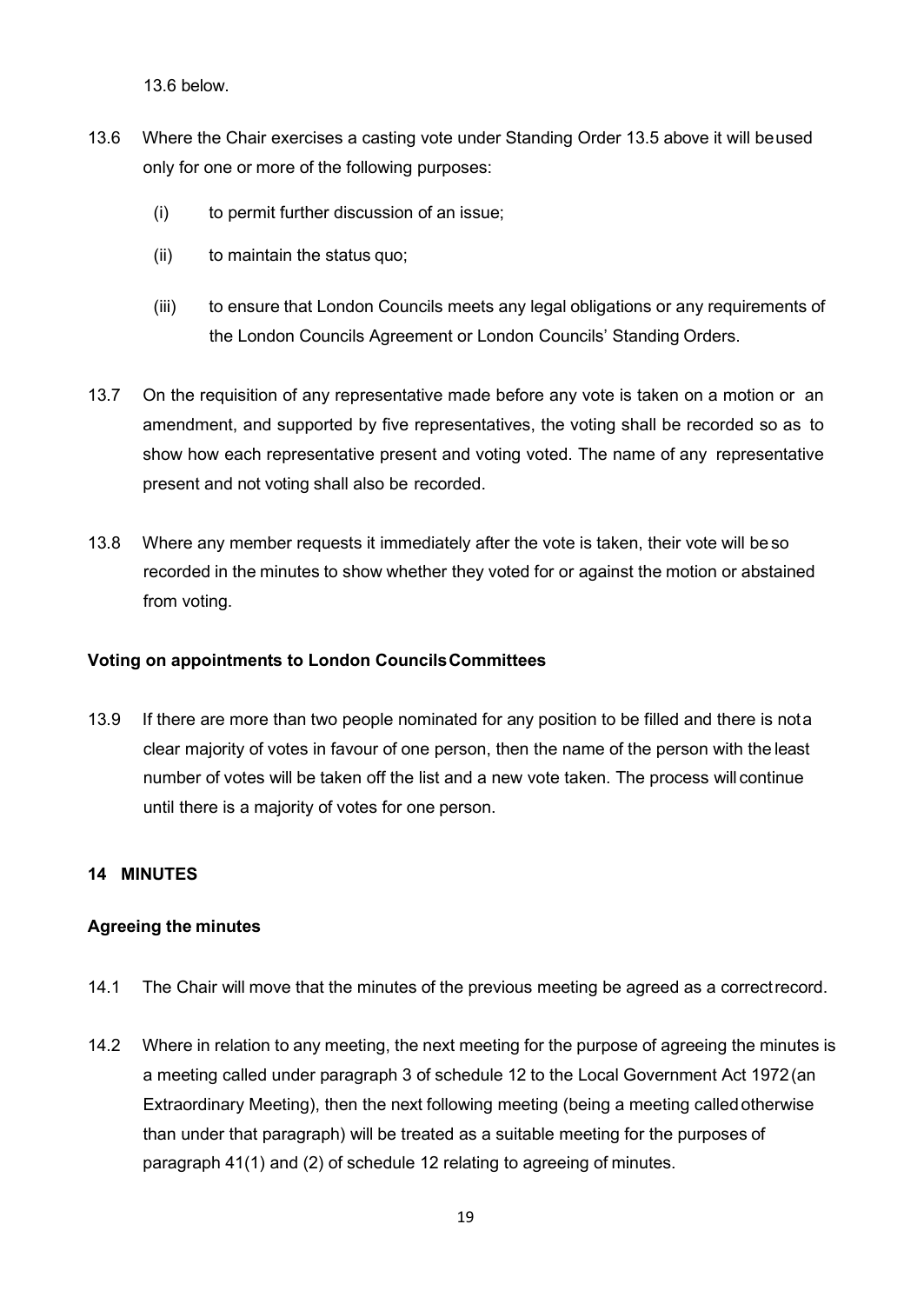13.6 below.

13.6 Where the Chair exercises a casting vote under Standing Order 13.5 above it will be used only for one or more of the following purposes:

(i) to permit further discussion of an issue;

(ii) to maintain the status quo;

(iii) to ensure that London Councils meets any legal obligations or any requirements of the London Councils Agreement or London Councils' Standing Orders.

13.7 On the requisition of any representative made before any vote is taken on a motion or an amendment, and supported by five representatives, the voting shall be recorded so as to show how each representative present and voting voted. The name of any representative present and not voting shall also be recorded.

13.8 Where any member requests it immediately after the vote is taken, their vote will be so recorded in the minutes to show whether they voted for or against the motion or abstained from voting.

**Voting on appointments to London Councils Committees**

13.9 If there are more than two people nominated for any position to be filled and there is not a clear majority of votes in favour of one person, then the name of the person with the least number of votes will be taken off the list and a new vote taken. The process will continue until there is a majority of votes for one person.

## 14 MINUTES

**Agreeing the minutes**

14.1 The Chair will move that the minutes of the previous meeting be agreed as a correct record.

14.2 Where in relation to any meeting, the next meeting for the purpose of agreeing the minutes is a meeting called under paragraph 3 of schedule 12 to the Local Government Act 1972 (an Extraordinary Meeting), then the next following meeting (being a meeting called otherwise than under that paragraph) will be treated as a suitable meeting for the purposes of paragraph 41(1) and (2) of schedule 12 relating to agreeing of minutes.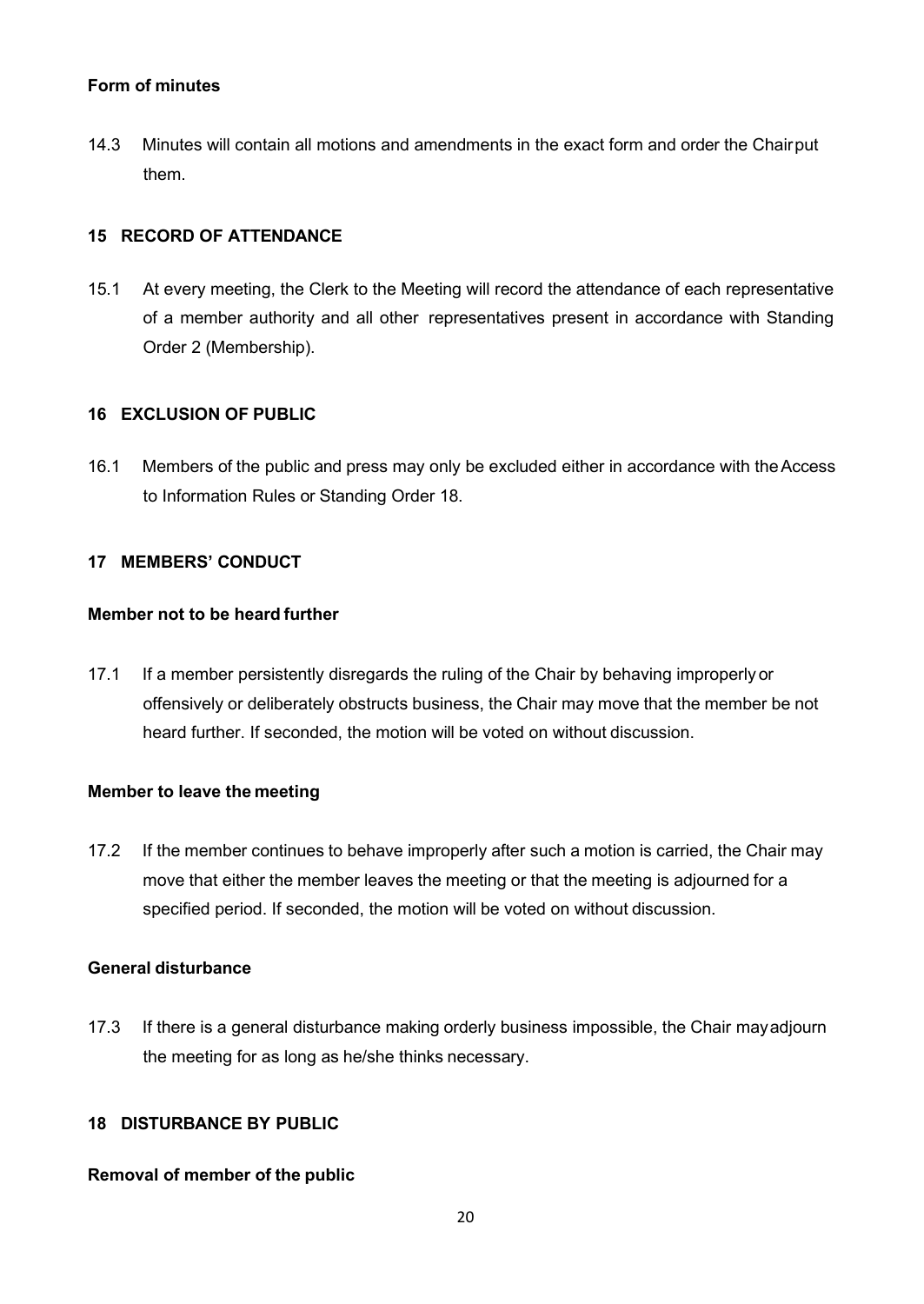### Form of minutes

14.3 Minutes will contain all motions and amendments in the exact form and order the Chair put them.

## 15 RECORD OF ATTENDANCE

15.1 At every meeting, the Clerk to the Meeting will record the attendance of each representative of a member authority and all other representatives present in accordance with Standing Order 2 (Membership).

## 16 EXCLUSION OF PUBLIC

16.1 Members of the public and press may only be excluded either in accordance with the Access to Information Rules or Standing Order 18.

## 17 MEMBERS' CONDUCT

### Member not to be heard further

17.1 If a member persistently disregards the ruling of the Chair by behaving improperly or offensively or deliberately obstructs business, the Chair may move that the member be not heard further. If seconded, the motion will be voted on without discussion.

### Member to leave the meeting

17.2 If the member continues to behave improperly after such a motion is carried, the Chair may move that either the member leaves the meeting or that the meeting is adjourned for a specified period. If seconded, the motion will be voted on without discussion.

### General disturbance

17.3 If there is a general disturbance making orderly business impossible, the Chair may adjourn the meeting for as long as he/she thinks necessary.

## 18 DISTURBANCE BY PUBLIC

### Removal of member of the public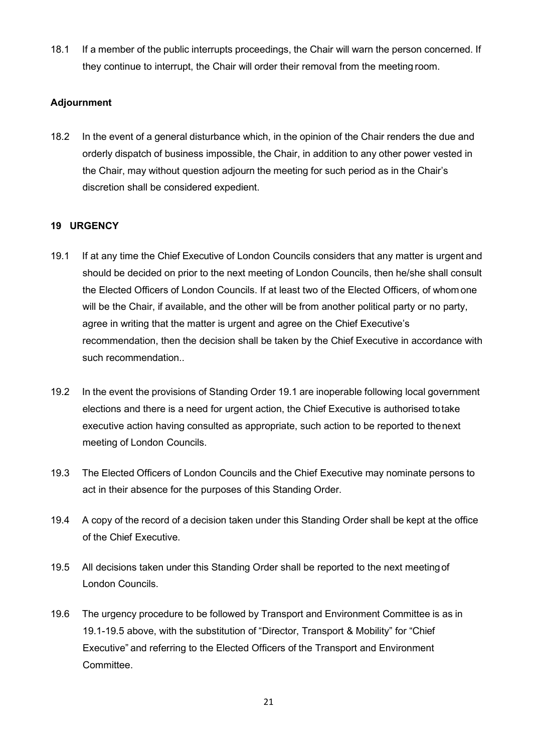18.1 If a member of the public interrupts proceedings, the Chair will warn the person concerned. If they continue to interrupt, the Chair will order their removal from the meeting room.

**Adjournment**

18.2 In the event of a general disturbance which, in the opinion of the Chair renders the due and orderly dispatch of business impossible, the Chair, in addition to any other power vested in the Chair, may without question adjourn the meeting for such period as in the Chair's discretion shall be considered expedient.

## 19 URGENCY

19.1 If at any time the Chief Executive of London Councils considers that any matter is urgent and should be decided on prior to the next meeting of London Councils, then he/she shall consult the Elected Officers of London Councils. If at least two of the Elected Officers, of whom one will be the Chair, if available, and the other will be from another political party or no party, agree in writing that the matter is urgent and agree on the Chief Executive's recommendation, then the decision shall be taken by the Chief Executive in accordance with such recommendation..

19.2 In the event the provisions of Standing Order 19.1 are inoperable following local government elections and there is a need for urgent action, the Chief Executive is authorised to take executive action having consulted as appropriate, such action to be reported to the next meeting of London Councils.

19.3 The Elected Officers of London Councils and the Chief Executive may nominate persons to act in their absence for the purposes of this Standing Order.

19.4 A copy of the record of a decision taken under this Standing Order shall be kept at the office of the Chief Executive.

19.5 All decisions taken under this Standing Order shall be reported to the next meeting of London Councils.

19.6 The urgency procedure to be followed by Transport and Environment Committee is as in 19.1-19.5 above, with the substitution of "Director, Transport & Mobility" for "Chief Executive" and referring to the Elected Officers of the Transport and Environment Committee.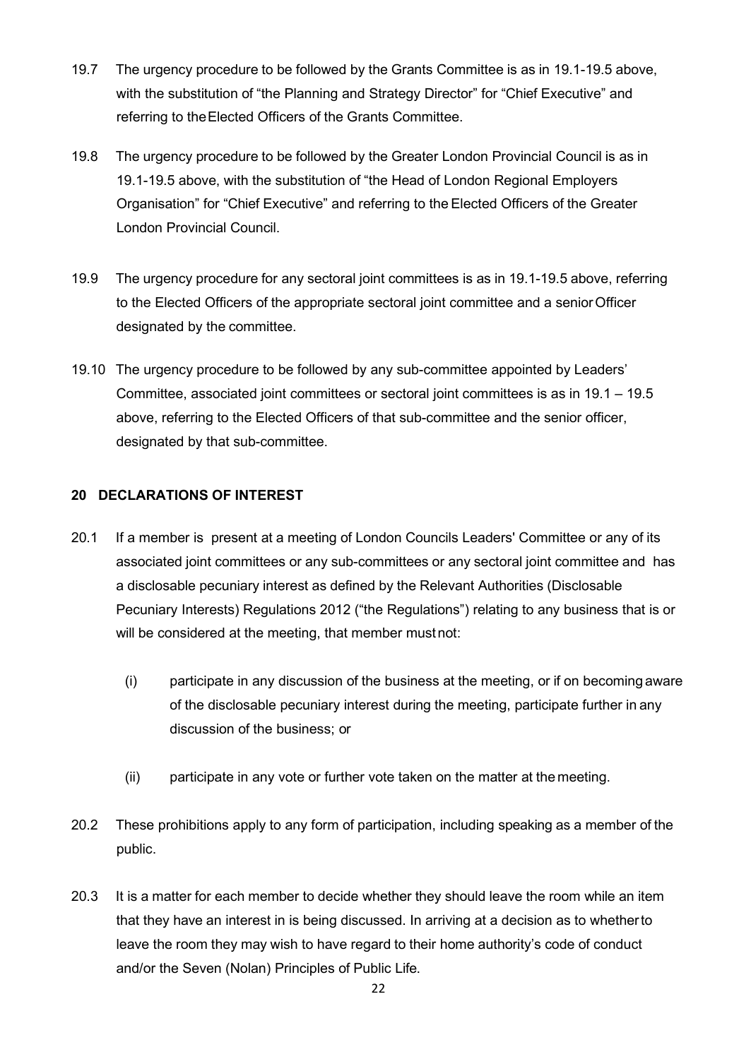19.7 The urgency procedure to be followed by the Grants Committee is as in 19.1-19.5 above, with the substitution of "the Planning and Strategy Director" for "Chief Executive" and referring to the Elected Officers of the Grants Committee.

19.8 The urgency procedure to be followed by the Greater London Provincial Council is as in 19.1-19.5 above, with the substitution of "the Head of London Regional Employers Organisation" for "Chief Executive" and referring to the Elected Officers of the Greater London Provincial Council.

19.9 The urgency procedure for any sectoral joint committees is as in 19.1-19.5 above, referring to the Elected Officers of the appropriate sectoral joint committee and a senior Officer designated by the committee.

19.10 The urgency procedure to be followed by any sub-committee appointed by Leaders' Committee, associated joint committees or sectoral joint committees is as in 19.1 – 19.5 above, referring to the Elected Officers of that sub-committee and the senior officer, designated by that sub-committee.

## 20 DECLARATIONS OF INTEREST

20.1 If a member is present at a meeting of London Councils Leaders' Committee or any of its associated joint committees or any sub-committees or any sectoral joint committee and has a disclosable pecuniary interest as defined by the Relevant Authorities (Disclosable Pecuniary Interests) Regulations 2012 ("the Regulations") relating to any business that is or will be considered at the meeting, that member must not:

(i) participate in any discussion of the business at the meeting, or if on becoming aware of the disclosable pecuniary interest during the meeting, participate further in any discussion of the business; or

(ii) participate in any vote or further vote taken on the matter at the meeting.

20.2 These prohibitions apply to any form of participation, including speaking as a member of the public.

20.3 It is a matter for each member to decide whether they should leave the room while an item that they have an interest in is being discussed. In arriving at a decision as to whether to leave the room they may wish to have regard to their home authority's code of conduct and/or the Seven (Nolan) Principles of Public Life.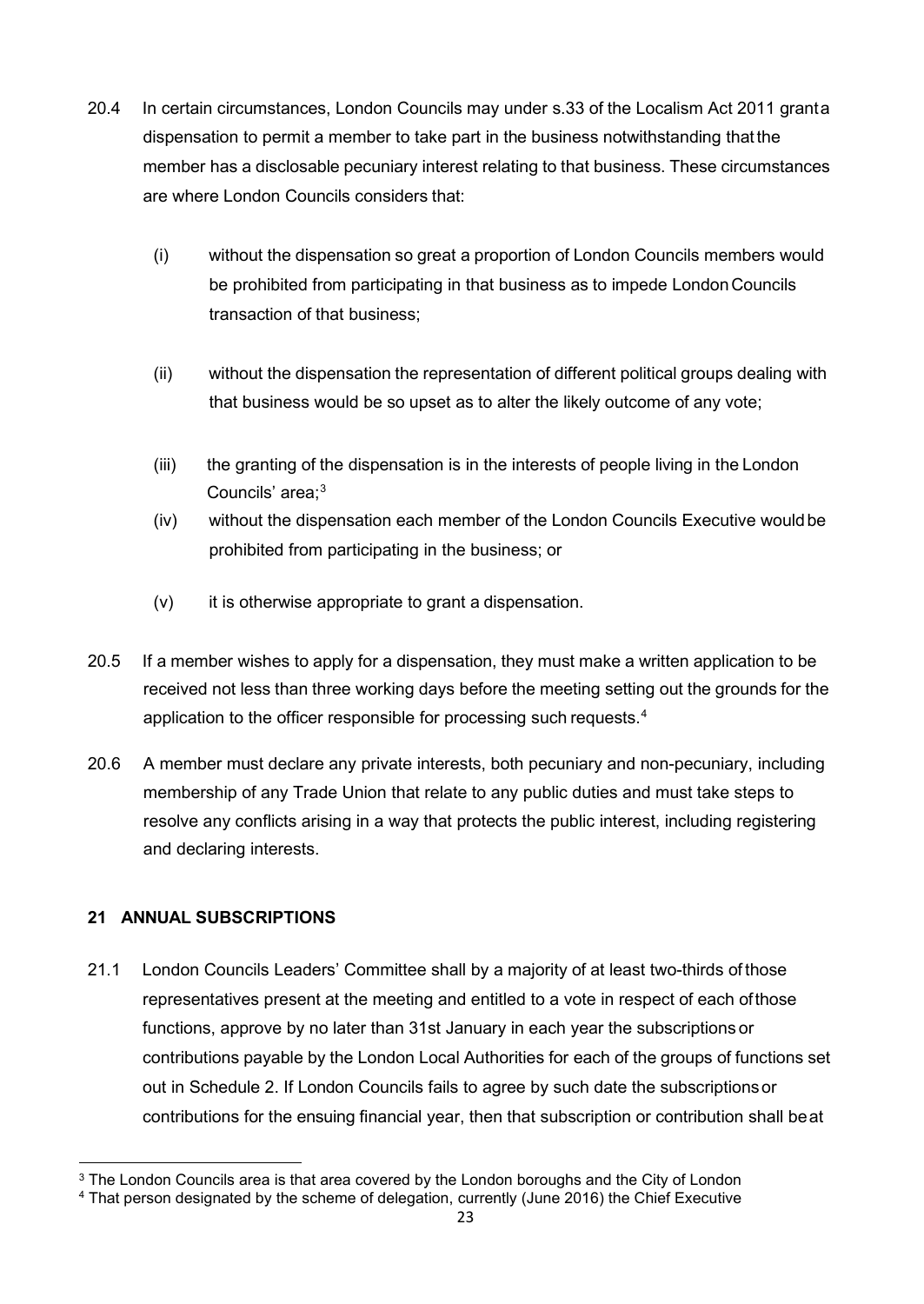20.4 In certain circumstances, London Councils may under s.33 of the Localism Act 2011 grant a dispensation to permit a member to take part in the business notwithstanding that the member has a disclosable pecuniary interest relating to that business. These circumstances are where London Councils considers that:

(i) without the dispensation so great a proportion of London Councils members would be prohibited from participating in that business as to impede London Councils transaction of that business;

(ii) without the dispensation the representation of different political groups dealing with that business would be so upset as to alter the likely outcome of any vote;

(iii) the granting of the dispensation is in the interests of people living in the London Councils' area;[3]

(iv) without the dispensation each member of the London Councils Executive would be prohibited from participating in the business; or

(v) it is otherwise appropriate to grant a dispensation.

20.5 If a member wishes to apply for a dispensation, they must make a written application to be received not less than three working days before the meeting setting out the grounds for the application to the officer responsible for processing such requests.[4]

20.6 A member must declare any private interests, both pecuniary and non-pecuniary, including membership of any Trade Union that relate to any public duties and must take steps to resolve any conflicts arising in a way that protects the public interest, including registering and declaring interests.

## 21 ANNUAL SUBSCRIPTIONS

21.1 London Councils Leaders' Committee shall by a majority of at least two-thirds of those representatives present at the meeting and entitled to a vote in respect of each of those functions, approve by no later than 31st January in each year the subscriptions or contributions payable by the London Local Authorities for each of the groups of functions set out in Schedule 2. If London Councils fails to agree by such date the subscriptions or contributions for the ensuing financial year, then that subscription or contribution shall be at

---

[3] The London Councils area is that area covered by the London boroughs and the City of London

[4] That person designated by the scheme of delegation, currently (June 2016) the Chief Executive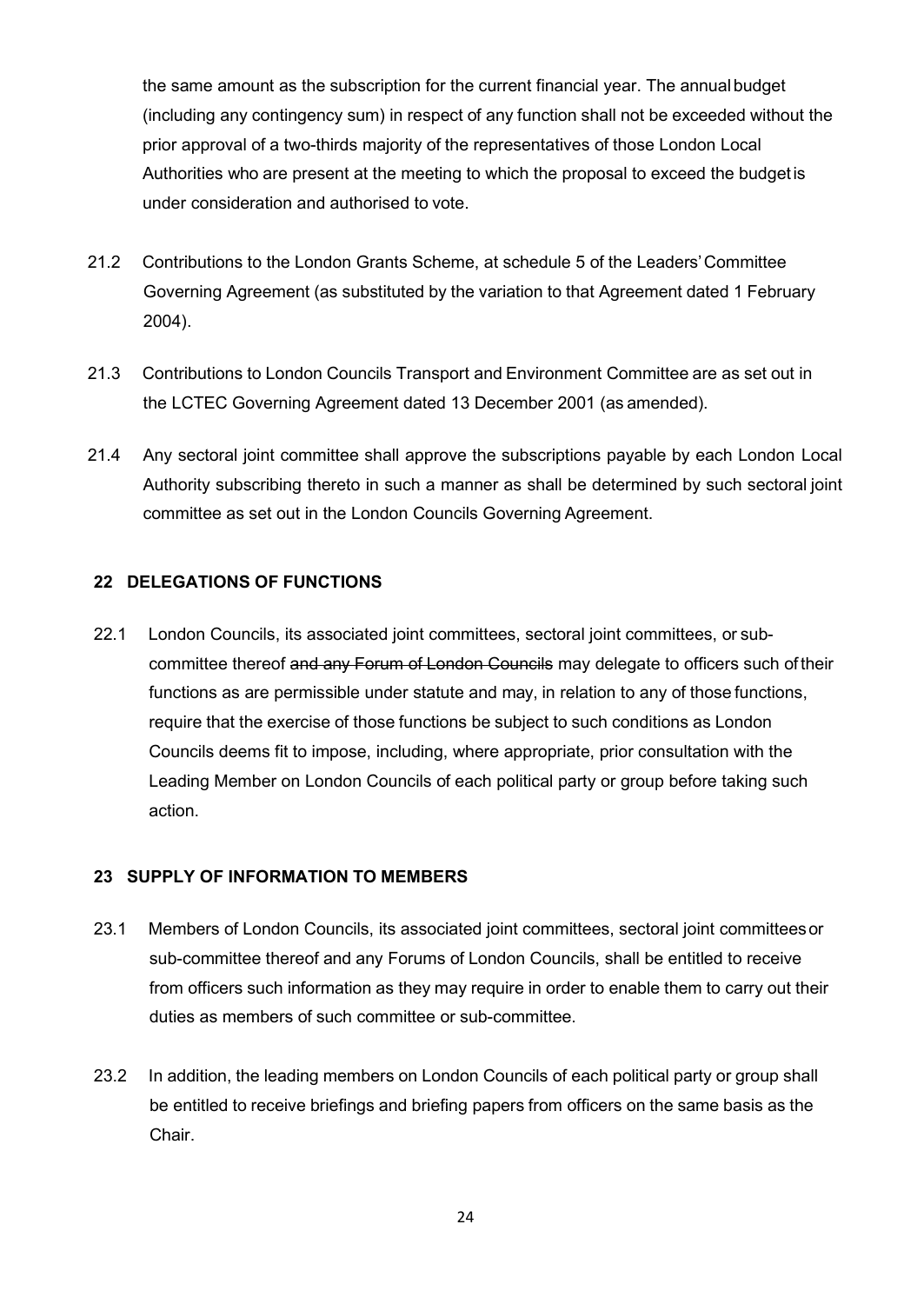the same amount as the subscription for the current financial year. The annual budget (including any contingency sum) in respect of any function shall not be exceeded without the prior approval of a two-thirds majority of the representatives of those London Local Authorities who are present at the meeting to which the proposal to exceed the budget is under consideration and authorised to vote.

21.2 Contributions to the London Grants Scheme, at schedule 5 of the Leaders' Committee Governing Agreement (as substituted by the variation to that Agreement dated 1 February 2004).

21.3 Contributions to London Councils Transport and Environment Committee are as set out in the LCTEC Governing Agreement dated 13 December 2001 (as amended).

21.4 Any sectoral joint committee shall approve the subscriptions payable by each London Local Authority subscribing thereto in such a manner as shall be determined by such sectoral joint committee as set out in the London Councils Governing Agreement.

## 22 DELEGATIONS OF FUNCTIONS

22.1 London Councils, its associated joint committees, sectoral joint committees, or sub-committee thereof ~~and any Forum of London Councils~~ may delegate to officers such of their functions as are permissible under statute and may, in relation to any of those functions, require that the exercise of those functions be subject to such conditions as London Councils deems fit to impose, including, where appropriate, prior consultation with the Leading Member on London Councils of each political party or group before taking such action.

## 23 SUPPLY OF INFORMATION TO MEMBERS

23.1 Members of London Councils, its associated joint committees, sectoral joint committees or sub-committee thereof and any Forums of London Councils, shall be entitled to receive from officers such information as they may require in order to enable them to carry out their duties as members of such committee or sub-committee.

23.2 In addition, the leading members on London Councils of each political party or group shall be entitled to receive briefings and briefing papers from officers on the same basis as the Chair.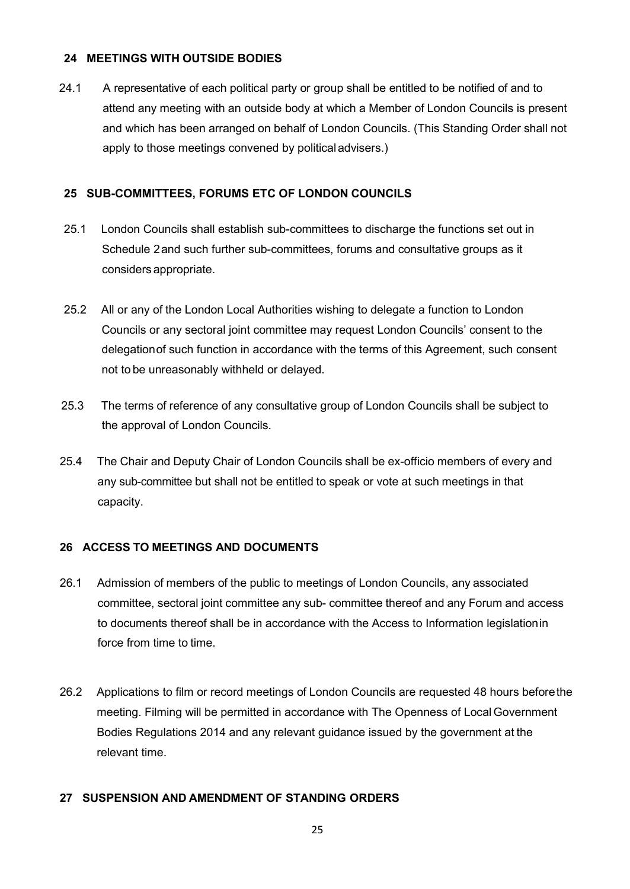## 24 MEETINGS WITH OUTSIDE BODIES

24.1 A representative of each political party or group shall be entitled to be notified of and to attend any meeting with an outside body at which a Member of London Councils is present and which has been arranged on behalf of London Councils. (This Standing Order shall not apply to those meetings convened by political advisers.)

## 25 SUB-COMMITTEES, FORUMS ETC OF LONDON COUNCILS

25.1 London Councils shall establish sub-committees to discharge the functions set out in Schedule 2 and such further sub-committees, forums and consultative groups as it considers appropriate.

25.2 All or any of the London Local Authorities wishing to delegate a function to London Councils or any sectoral joint committee may request London Councils' consent to the delegation of such function in accordance with the terms of this Agreement, such consent not to be unreasonably withheld or delayed.

25.3 The terms of reference of any consultative group of London Councils shall be subject to the approval of London Councils.

25.4 The Chair and Deputy Chair of London Councils shall be ex-officio members of every and any sub-committee but shall not be entitled to speak or vote at such meetings in that capacity.

## 26 ACCESS TO MEETINGS AND DOCUMENTS

26.1 Admission of members of the public to meetings of London Councils, any associated committee, sectoral joint committee any sub- committee thereof and any Forum and access to documents thereof shall be in accordance with the Access to Information legislation in force from time to time.

26.2 Applications to film or record meetings of London Councils are requested 48 hours before the meeting. Filming will be permitted in accordance with The Openness of Local Government Bodies Regulations 2014 and any relevant guidance issued by the government at the relevant time.

## 27 SUSPENSION AND AMENDMENT OF STANDING ORDERS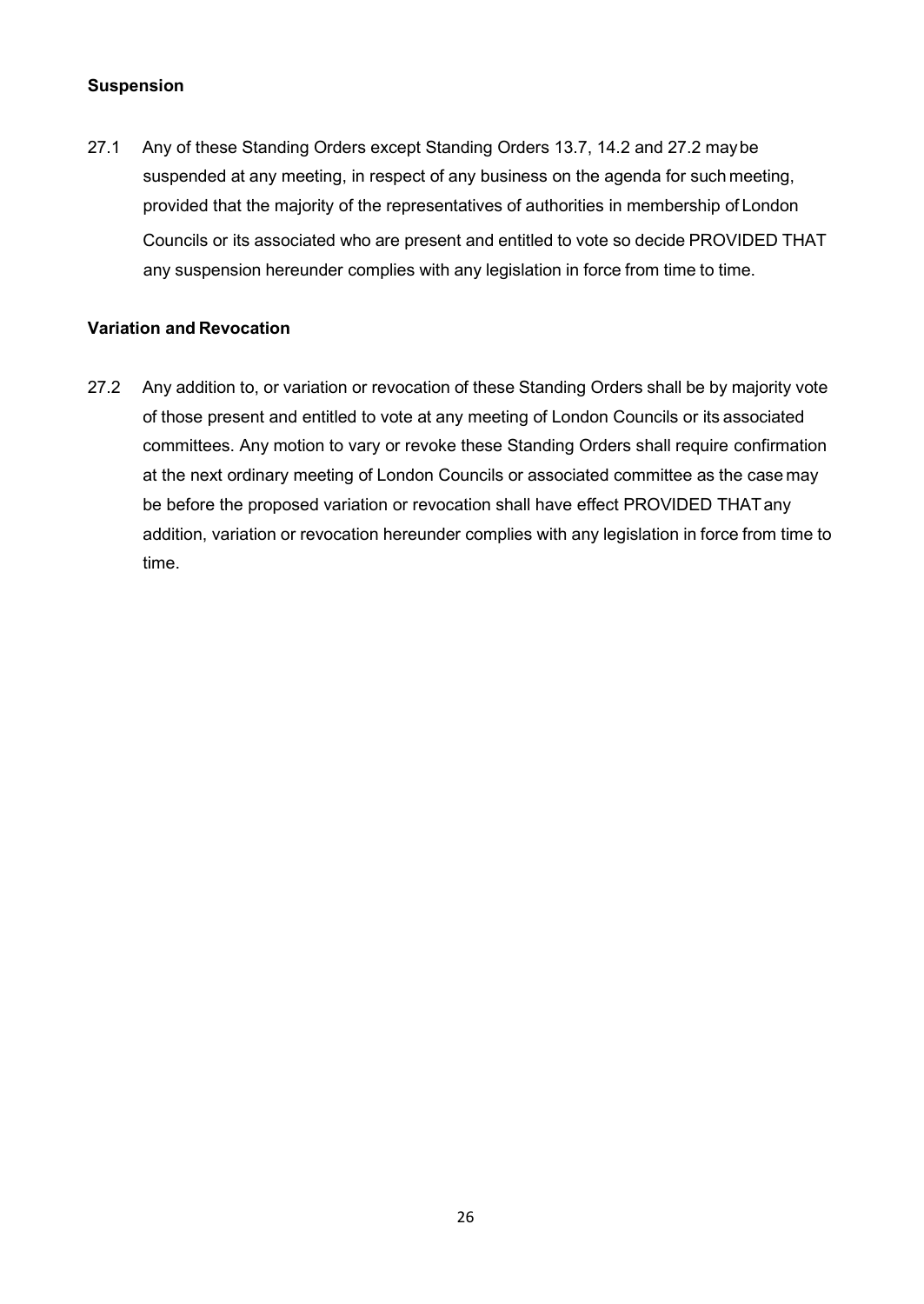**Suspension**

27.1 Any of these Standing Orders except Standing Orders 13.7, 14.2 and 27.2 may be suspended at any meeting, in respect of any business on the agenda for such meeting, provided that the majority of the representatives of authorities in membership of London Councils or its associated who are present and entitled to vote so decide PROVIDED THAT any suspension hereunder complies with any legislation in force from time to time.

**Variation and Revocation**

27.2 Any addition to, or variation or revocation of these Standing Orders shall be by majority vote of those present and entitled to vote at any meeting of London Councils or its associated committees. Any motion to vary or revoke these Standing Orders shall require confirmation at the next ordinary meeting of London Councils or associated committee as the case may be before the proposed variation or revocation shall have effect PROVIDED THAT any addition, variation or revocation hereunder complies with any legislation in force from time to time.